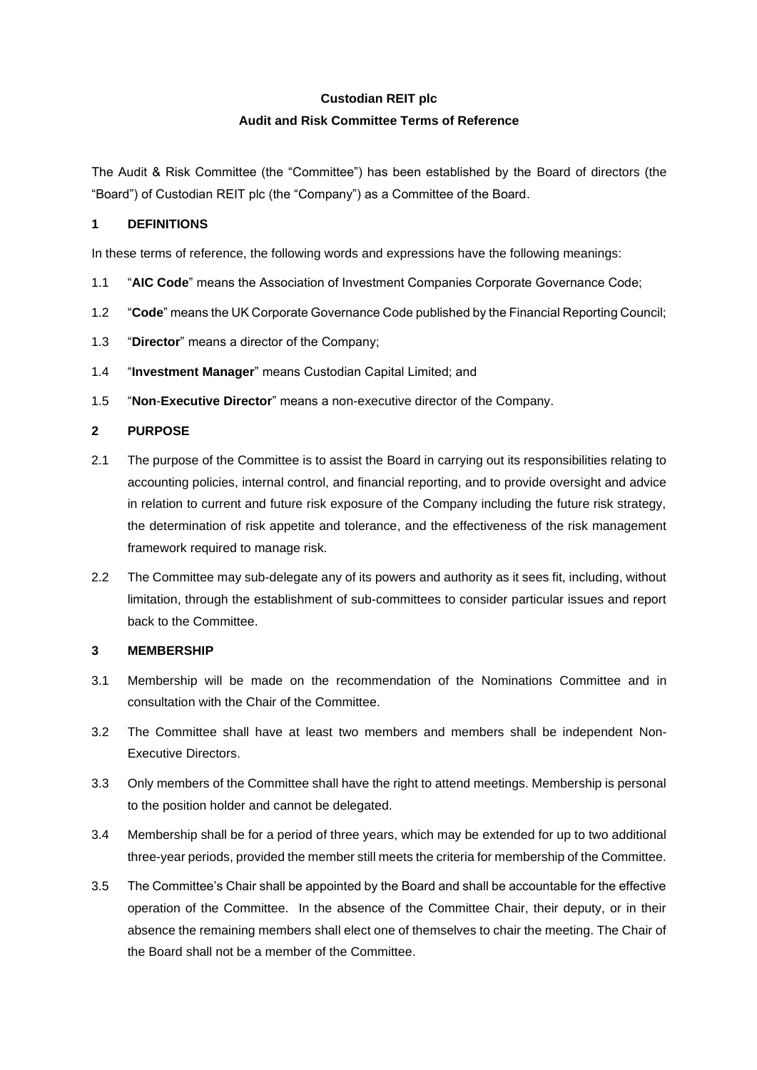# Custodian REIT plc

## Audit and Risk Committee Terms of Reference

The Audit & Risk Committee (the "Committee") has been established by the Board of directors (the "Board") of Custodian REIT plc (the "Company") as a Committee of the Board.

### 1 DEFINITIONS

In these terms of reference, the following words and expressions have the following meanings:

1.1 "**AIC Code**" means the Association of Investment Companies Corporate Governance Code;

1.2 "**Code**" means the UK Corporate Governance Code published by the Financial Reporting Council;

1.3 "**Director**" means a director of the Company;

1.4 "**Investment Manager**" means Custodian Capital Limited; and

1.5 "**Non-Executive Director**" means a non-executive director of the Company.

### 2 PURPOSE

2.1 The purpose of the Committee is to assist the Board in carrying out its responsibilities relating to accounting policies, internal control, and financial reporting, and to provide oversight and advice in relation to current and future risk exposure of the Company including the future risk strategy, the determination of risk appetite and tolerance, and the effectiveness of the risk management framework required to manage risk.

2.2 The Committee may sub-delegate any of its powers and authority as it sees fit, including, without limitation, through the establishment of sub-committees to consider particular issues and report back to the Committee.

### 3 MEMBERSHIP

3.1 Membership will be made on the recommendation of the Nominations Committee and in consultation with the Chair of the Committee.

3.2 The Committee shall have at least two members and members shall be independent Non-Executive Directors.

3.3 Only members of the Committee shall have the right to attend meetings. Membership is personal to the position holder and cannot be delegated.

3.4 Membership shall be for a period of three years, which may be extended for up to two additional three-year periods, provided the member still meets the criteria for membership of the Committee.

3.5 The Committee's Chair shall be appointed by the Board and shall be accountable for the effective operation of the Committee. In the absence of the Committee Chair, their deputy, or in their absence the remaining members shall elect one of themselves to chair the meeting. The Chair of the Board shall not be a member of the Committee.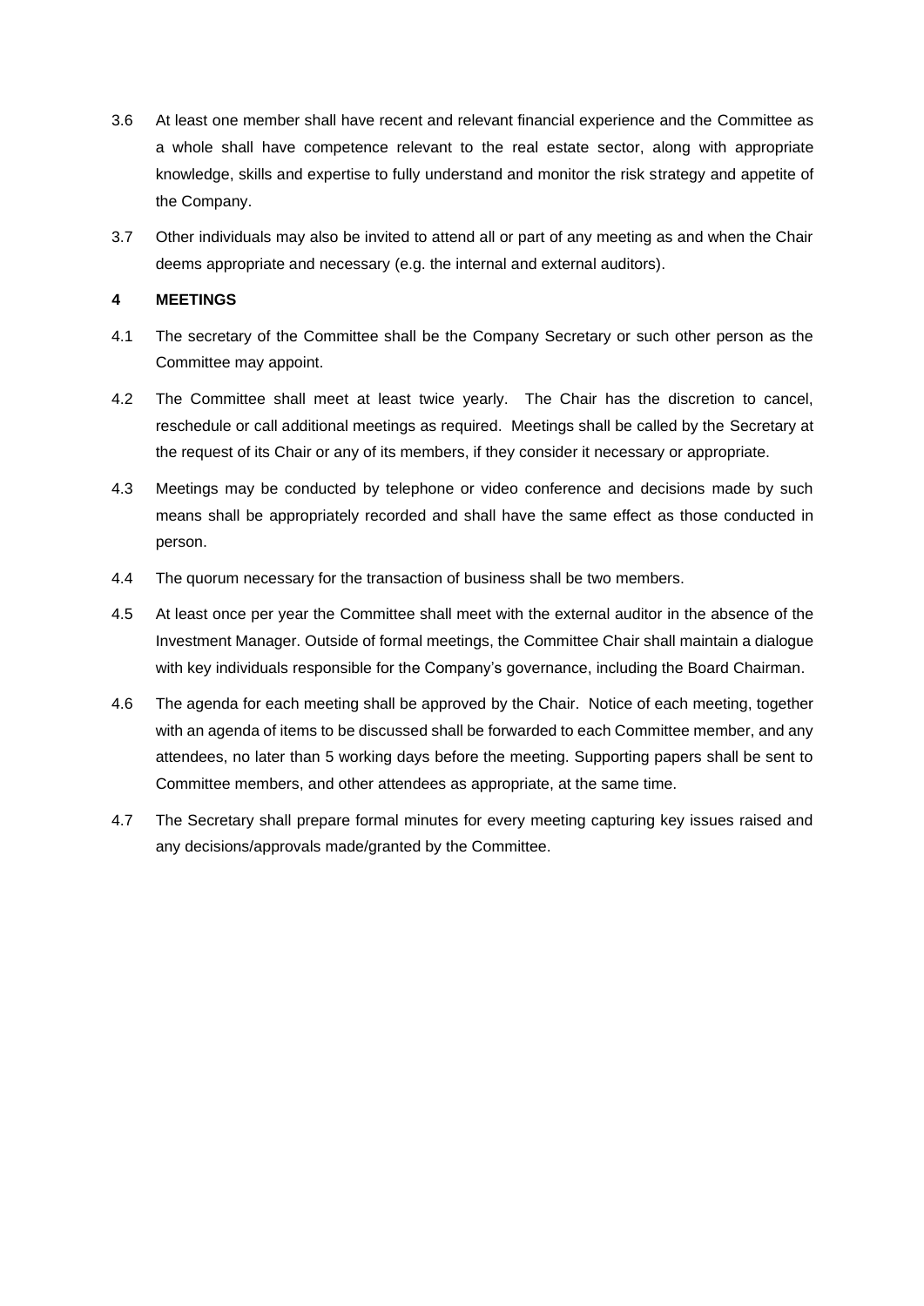3.6 At least one member shall have recent and relevant financial experience and the Committee as a whole shall have competence relevant to the real estate sector, along with appropriate knowledge, skills and expertise to fully understand and monitor the risk strategy and appetite of the Company.

3.7 Other individuals may also be invited to attend all or part of any meeting as and when the Chair deems appropriate and necessary (e.g. the internal and external auditors).

## 4 MEETINGS

4.1 The secretary of the Committee shall be the Company Secretary or such other person as the Committee may appoint.

4.2 The Committee shall meet at least twice yearly. The Chair has the discretion to cancel, reschedule or call additional meetings as required. Meetings shall be called by the Secretary at the request of its Chair or any of its members, if they consider it necessary or appropriate.

4.3 Meetings may be conducted by telephone or video conference and decisions made by such means shall be appropriately recorded and shall have the same effect as those conducted in person.

4.4 The quorum necessary for the transaction of business shall be two members.

4.5 At least once per year the Committee shall meet with the external auditor in the absence of the Investment Manager. Outside of formal meetings, the Committee Chair shall maintain a dialogue with key individuals responsible for the Company's governance, including the Board Chairman.

4.6 The agenda for each meeting shall be approved by the Chair. Notice of each meeting, together with an agenda of items to be discussed shall be forwarded to each Committee member, and any attendees, no later than 5 working days before the meeting. Supporting papers shall be sent to Committee members, and other attendees as appropriate, at the same time.

4.7 The Secretary shall prepare formal minutes for every meeting capturing key issues raised and any decisions/approvals made/granted by the Committee.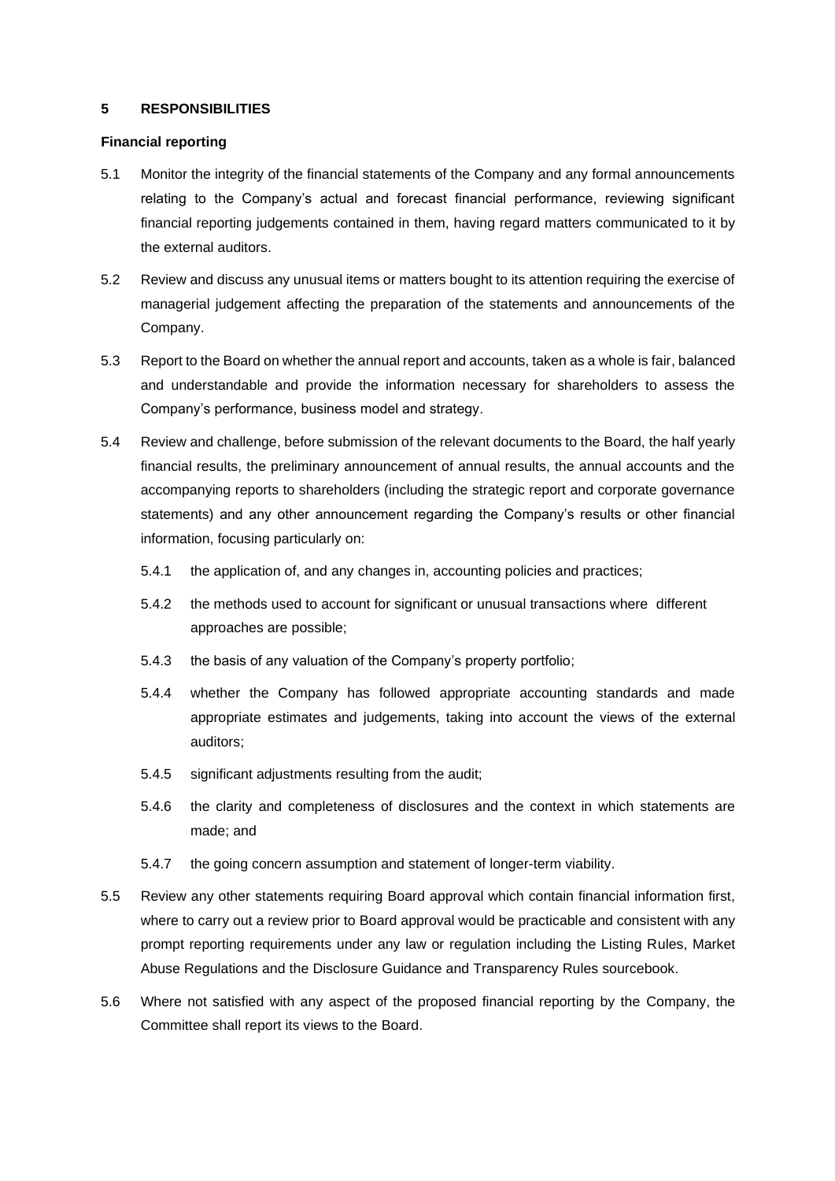## 5 RESPONSIBILITIES

### Financial reporting

5.1 Monitor the integrity of the financial statements of the Company and any formal announcements relating to the Company's actual and forecast financial performance, reviewing significant financial reporting judgements contained in them, having regard matters communicated to it by the external auditors.

5.2 Review and discuss any unusual items or matters bought to its attention requiring the exercise of managerial judgement affecting the preparation of the statements and announcements of the Company.

5.3 Report to the Board on whether the annual report and accounts, taken as a whole is fair, balanced and understandable and provide the information necessary for shareholders to assess the Company's performance, business model and strategy.

5.4 Review and challenge, before submission of the relevant documents to the Board, the half yearly financial results, the preliminary announcement of annual results, the annual accounts and the accompanying reports to shareholders (including the strategic report and corporate governance statements) and any other announcement regarding the Company's results or other financial information, focusing particularly on:

- 5.4.1 the application of, and any changes in, accounting policies and practices;
- 5.4.2 the methods used to account for significant or unusual transactions where different approaches are possible;
- 5.4.3 the basis of any valuation of the Company's property portfolio;
- 5.4.4 whether the Company has followed appropriate accounting standards and made appropriate estimates and judgements, taking into account the views of the external auditors;
- 5.4.5 significant adjustments resulting from the audit;
- 5.4.6 the clarity and completeness of disclosures and the context in which statements are made; and
- 5.4.7 the going concern assumption and statement of longer-term viability.

5.5 Review any other statements requiring Board approval which contain financial information first, where to carry out a review prior to Board approval would be practicable and consistent with any prompt reporting requirements under any law or regulation including the Listing Rules, Market Abuse Regulations and the Disclosure Guidance and Transparency Rules sourcebook.

5.6 Where not satisfied with any aspect of the proposed financial reporting by the Company, the Committee shall report its views to the Board.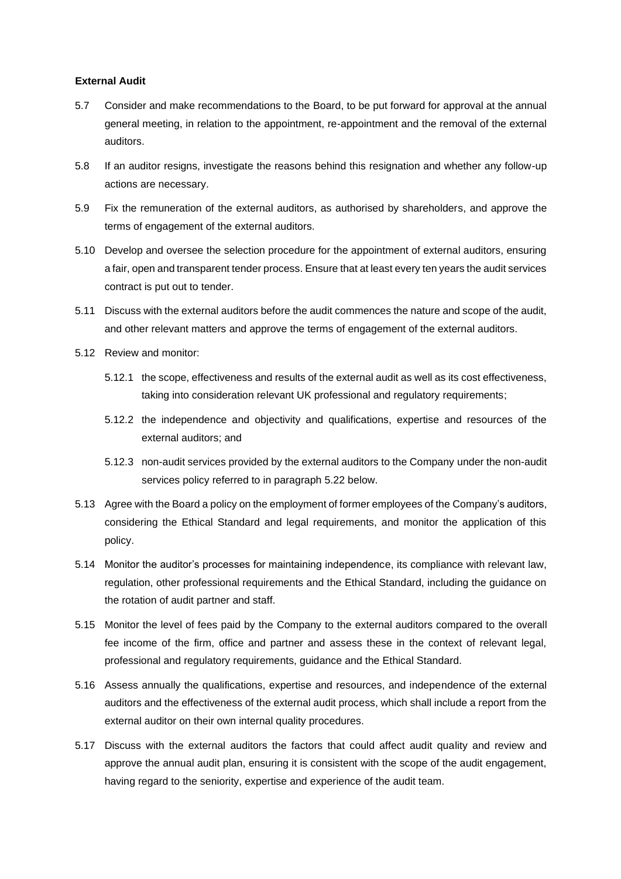**External Audit**

5.7 Consider and make recommendations to the Board, to be put forward for approval at the annual general meeting, in relation to the appointment, re-appointment and the removal of the external auditors.

5.8 If an auditor resigns, investigate the reasons behind this resignation and whether any follow-up actions are necessary.

5.9 Fix the remuneration of the external auditors, as authorised by shareholders, and approve the terms of engagement of the external auditors.

5.10 Develop and oversee the selection procedure for the appointment of external auditors, ensuring a fair, open and transparent tender process. Ensure that at least every ten years the audit services contract is put out to tender.

5.11 Discuss with the external auditors before the audit commences the nature and scope of the audit, and other relevant matters and approve the terms of engagement of the external auditors.

5.12 Review and monitor:

5.12.1 the scope, effectiveness and results of the external audit as well as its cost effectiveness, taking into consideration relevant UK professional and regulatory requirements;

5.12.2 the independence and objectivity and qualifications, expertise and resources of the external auditors; and

5.12.3 non-audit services provided by the external auditors to the Company under the non-audit services policy referred to in paragraph 5.22 below.

5.13 Agree with the Board a policy on the employment of former employees of the Company's auditors, considering the Ethical Standard and legal requirements, and monitor the application of this policy.

5.14 Monitor the auditor's processes for maintaining independence, its compliance with relevant law, regulation, other professional requirements and the Ethical Standard, including the guidance on the rotation of audit partner and staff.

5.15 Monitor the level of fees paid by the Company to the external auditors compared to the overall fee income of the firm, office and partner and assess these in the context of relevant legal, professional and regulatory requirements, guidance and the Ethical Standard.

5.16 Assess annually the qualifications, expertise and resources, and independence of the external auditors and the effectiveness of the external audit process, which shall include a report from the external auditor on their own internal quality procedures.

5.17 Discuss with the external auditors the factors that could affect audit quality and review and approve the annual audit plan, ensuring it is consistent with the scope of the audit engagement, having regard to the seniority, expertise and experience of the audit team.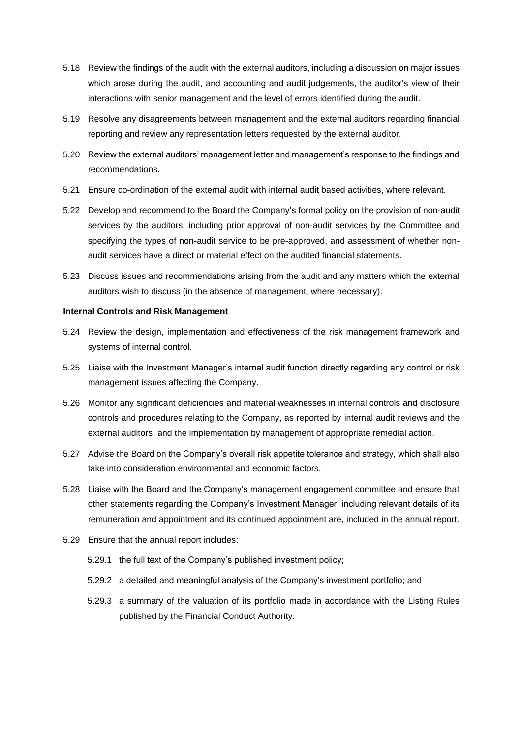5.18 Review the findings of the audit with the external auditors, including a discussion on major issues which arose during the audit, and accounting and audit judgements, the auditor's view of their interactions with senior management and the level of errors identified during the audit.

5.19 Resolve any disagreements between management and the external auditors regarding financial reporting and review any representation letters requested by the external auditor.

5.20 Review the external auditors' management letter and management's response to the findings and recommendations.

5.21 Ensure co-ordination of the external audit with internal audit based activities, where relevant.

5.22 Develop and recommend to the Board the Company's formal policy on the provision of non-audit services by the auditors, including prior approval of non-audit services by the Committee and specifying the types of non-audit service to be pre-approved, and assessment of whether non-audit services have a direct or material effect on the audited financial statements.

5.23 Discuss issues and recommendations arising from the audit and any matters which the external auditors wish to discuss (in the absence of management, where necessary).

**Internal Controls and Risk Management**

5.24 Review the design, implementation and effectiveness of the risk management framework and systems of internal control.

5.25 Liaise with the Investment Manager's internal audit function directly regarding any control or risk management issues affecting the Company.

5.26 Monitor any significant deficiencies and material weaknesses in internal controls and disclosure controls and procedures relating to the Company, as reported by internal audit reviews and the external auditors, and the implementation by management of appropriate remedial action.

5.27 Advise the Board on the Company's overall risk appetite tolerance and strategy, which shall also take into consideration environmental and economic factors.

5.28 Liaise with the Board and the Company's management engagement committee and ensure that other statements regarding the Company's Investment Manager, including relevant details of its remuneration and appointment and its continued appointment are, included in the annual report.

5.29 Ensure that the annual report includes:

5.29.1 the full text of the Company's published investment policy;

5.29.2 a detailed and meaningful analysis of the Company's investment portfolio; and

5.29.3 a summary of the valuation of its portfolio made in accordance with the Listing Rules published by the Financial Conduct Authority.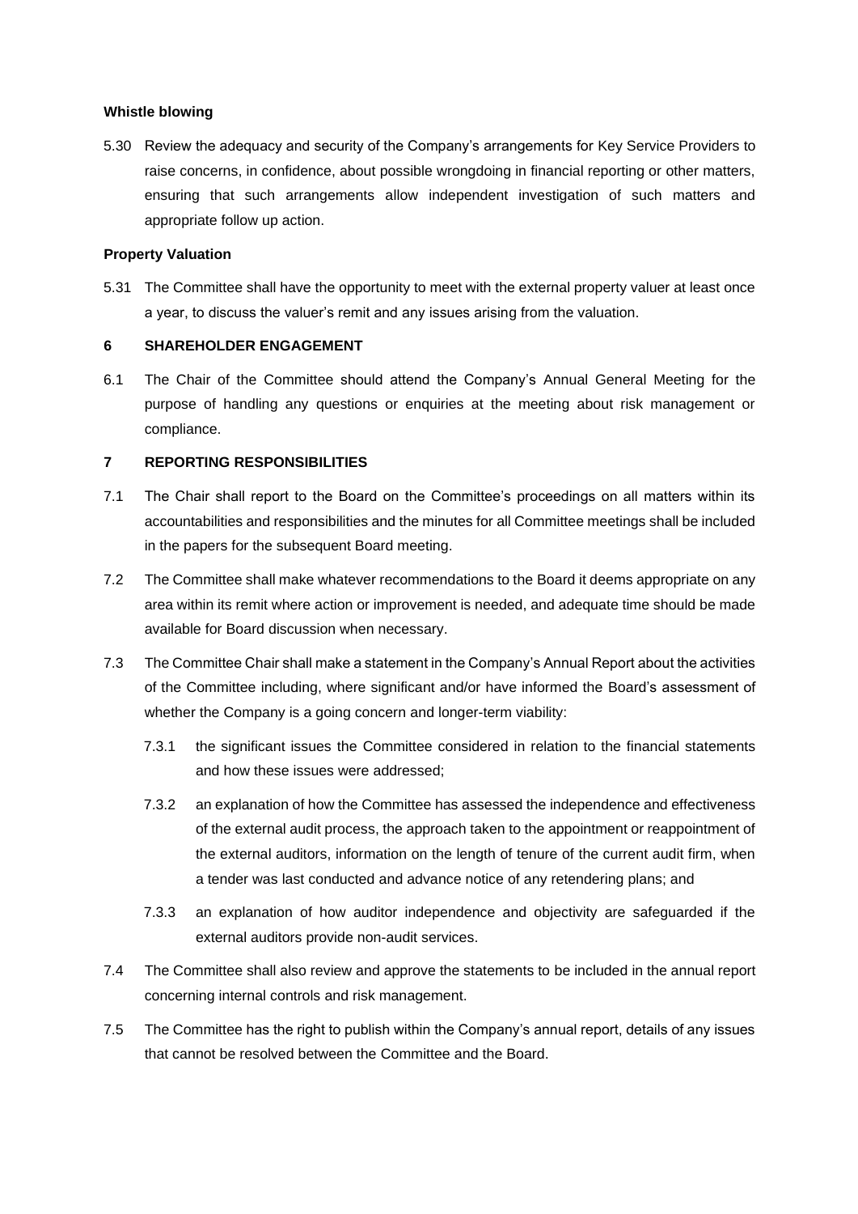**Whistle blowing**

5.30 Review the adequacy and security of the Company's arrangements for Key Service Providers to raise concerns, in confidence, about possible wrongdoing in financial reporting or other matters, ensuring that such arrangements allow independent investigation of such matters and appropriate follow up action.

**Property Valuation**

5.31 The Committee shall have the opportunity to meet with the external property valuer at least once a year, to discuss the valuer's remit and any issues arising from the valuation.

## 6 SHAREHOLDER ENGAGEMENT

6.1 The Chair of the Committee should attend the Company's Annual General Meeting for the purpose of handling any questions or enquiries at the meeting about risk management or compliance.

## 7 REPORTING RESPONSIBILITIES

7.1 The Chair shall report to the Board on the Committee's proceedings on all matters within its accountabilities and responsibilities and the minutes for all Committee meetings shall be included in the papers for the subsequent Board meeting.

7.2 The Committee shall make whatever recommendations to the Board it deems appropriate on any area within its remit where action or improvement is needed, and adequate time should be made available for Board discussion when necessary.

7.3 The Committee Chair shall make a statement in the Company's Annual Report about the activities of the Committee including, where significant and/or have informed the Board's assessment of whether the Company is a going concern and longer-term viability:

7.3.1 the significant issues the Committee considered in relation to the financial statements and how these issues were addressed;

7.3.2 an explanation of how the Committee has assessed the independence and effectiveness of the external audit process, the approach taken to the appointment or reappointment of the external auditors, information on the length of tenure of the current audit firm, when a tender was last conducted and advance notice of any retendering plans; and

7.3.3 an explanation of how auditor independence and objectivity are safeguarded if the external auditors provide non-audit services.

7.4 The Committee shall also review and approve the statements to be included in the annual report concerning internal controls and risk management.

7.5 The Committee has the right to publish within the Company's annual report, details of any issues that cannot be resolved between the Committee and the Board.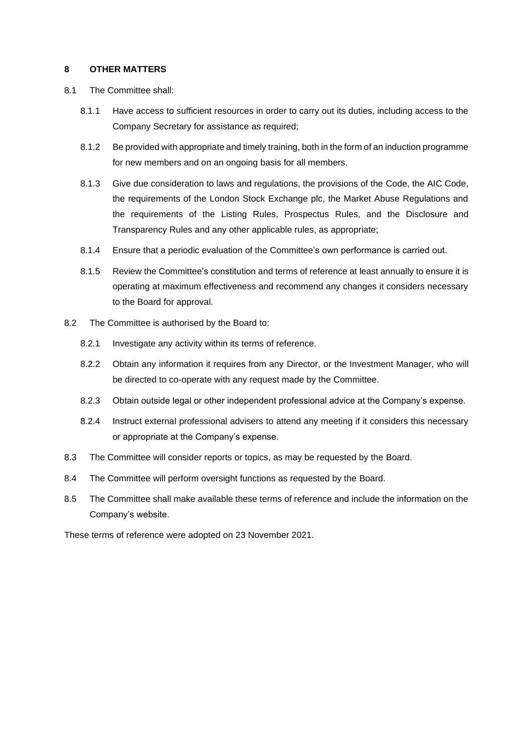## 8 OTHER MATTERS

8.1 The Committee shall:

8.1.1 Have access to sufficient resources in order to carry out its duties, including access to the Company Secretary for assistance as required;

8.1.2 Be provided with appropriate and timely training, both in the form of an induction programme for new members and on an ongoing basis for all members.

8.1.3 Give due consideration to laws and regulations, the provisions of the Code, the AIC Code, the requirements of the London Stock Exchange plc, the Market Abuse Regulations and the requirements of the Listing Rules, Prospectus Rules, and the Disclosure and Transparency Rules and any other applicable rules, as appropriate;

8.1.4 Ensure that a periodic evaluation of the Committee's own performance is carried out.

8.1.5 Review the Committee's constitution and terms of reference at least annually to ensure it is operating at maximum effectiveness and recommend any changes it considers necessary to the Board for approval.

8.2 The Committee is authorised by the Board to:

8.2.1 Investigate any activity within its terms of reference.

8.2.2 Obtain any information it requires from any Director, or the Investment Manager, who will be directed to co-operate with any request made by the Committee.

8.2.3 Obtain outside legal or other independent professional advice at the Company's expense.

8.2.4 Instruct external professional advisers to attend any meeting if it considers this necessary or appropriate at the Company's expense.

8.3 The Committee will consider reports or topics, as may be requested by the Board.

8.4 The Committee will perform oversight functions as requested by the Board.

8.5 The Committee shall make available these terms of reference and include the information on the Company's website.

These terms of reference were adopted on 23 November 2021.